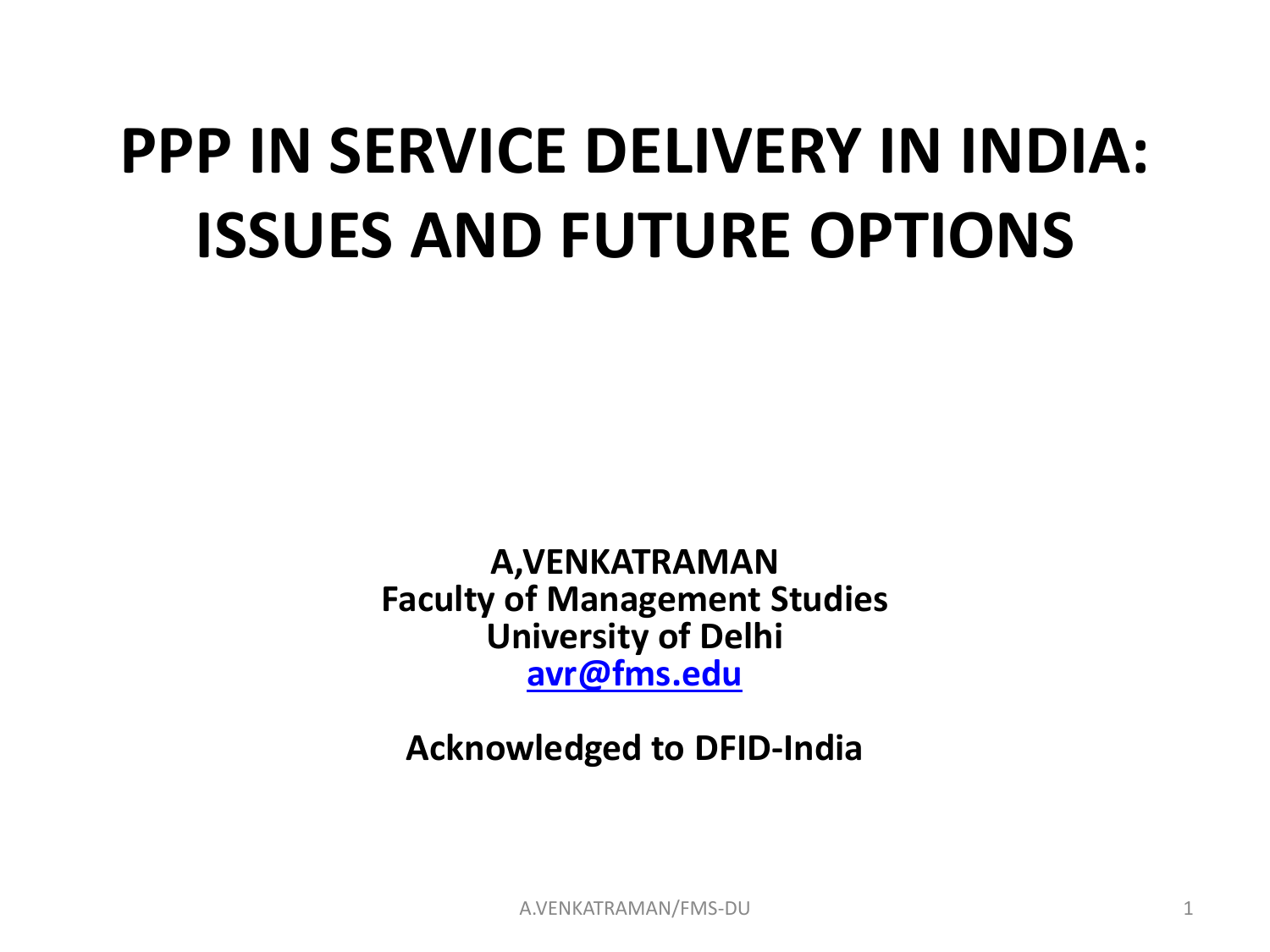# PPP IN SERVICE DELIVERY IN INDIA: ISSUES AND FUTURE OPTIONS

**A,VENKATRAMAN**
**Faculty of Management Studies**
**University of Delhi**
**[avr@fms.edu](mailto:avr@fms.edu)**

**Acknowledged to DFID-India**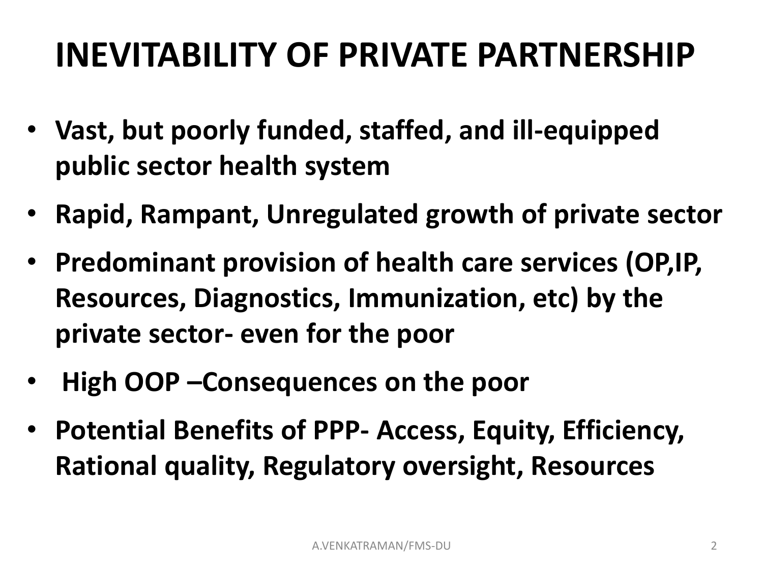# INEVITABILITY OF PRIVATE PARTNERSHIP

- **Vast, but poorly funded, staffed, and ill-equipped public sector health system**
- **Rapid, Rampant, Unregulated growth of private sector**
- **Predominant provision of health care services (OP,IP, Resources, Diagnostics, Immunization, etc) by the private sector- even for the poor**
- **High OOP –Consequences on the poor**
- **Potential Benefits of PPP- Access, Equity, Efficiency, Rational quality, Regulatory oversight, Resources**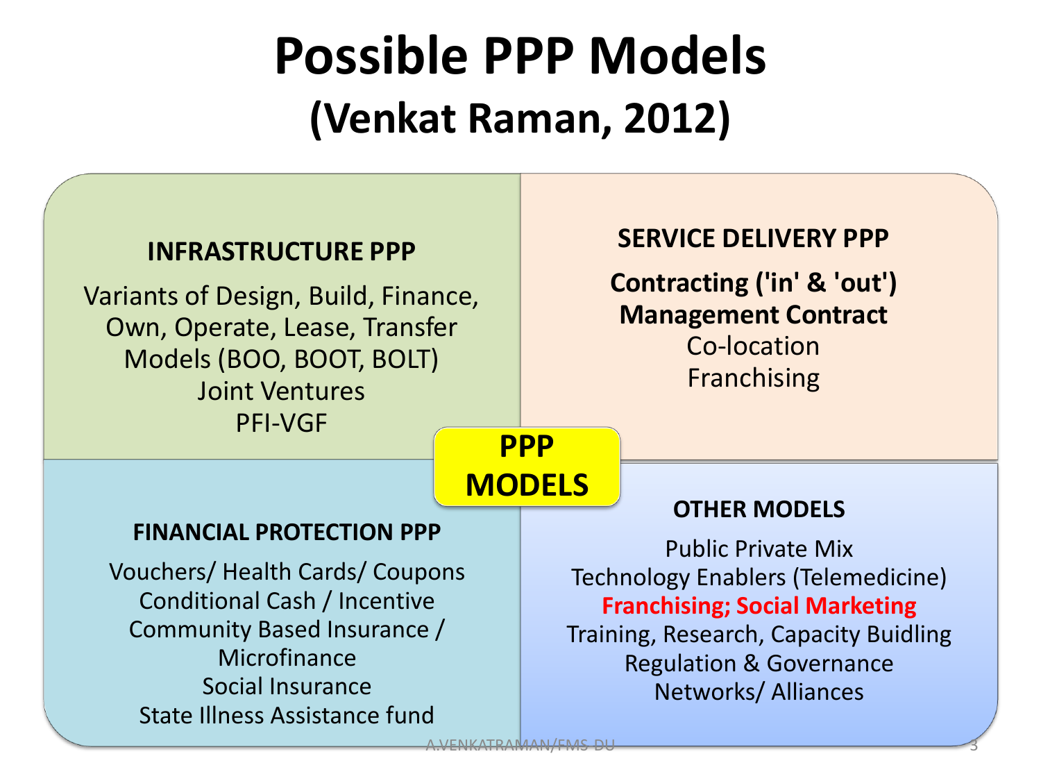# Possible PPP Models

## (Venkat Raman, 2012)

**PPP MODELS**

### INFRASTRUCTURE PPP

Variants of Design, Build, Finance, Own, Operate, Lease, Transfer Models (BOO, BOOT, BOLT)
Joint Ventures
PFI-VGF

### SERVICE DELIVERY PPP

**Contracting ('in' & 'out')**
**Management Contract**
Co-location
Franchising

### FINANCIAL PROTECTION PPP

Vouchers/ Health Cards/ Coupons
Conditional Cash / Incentive
Community Based Insurance / Microfinance
Social Insurance
State Illness Assistance fund

### OTHER MODELS

Public Private Mix
Technology Enablers (Telemedicine)
**Franchising; Social Marketing**
Training, Research, Capacity Buidling
Regulation & Governance
Networks/ Alliances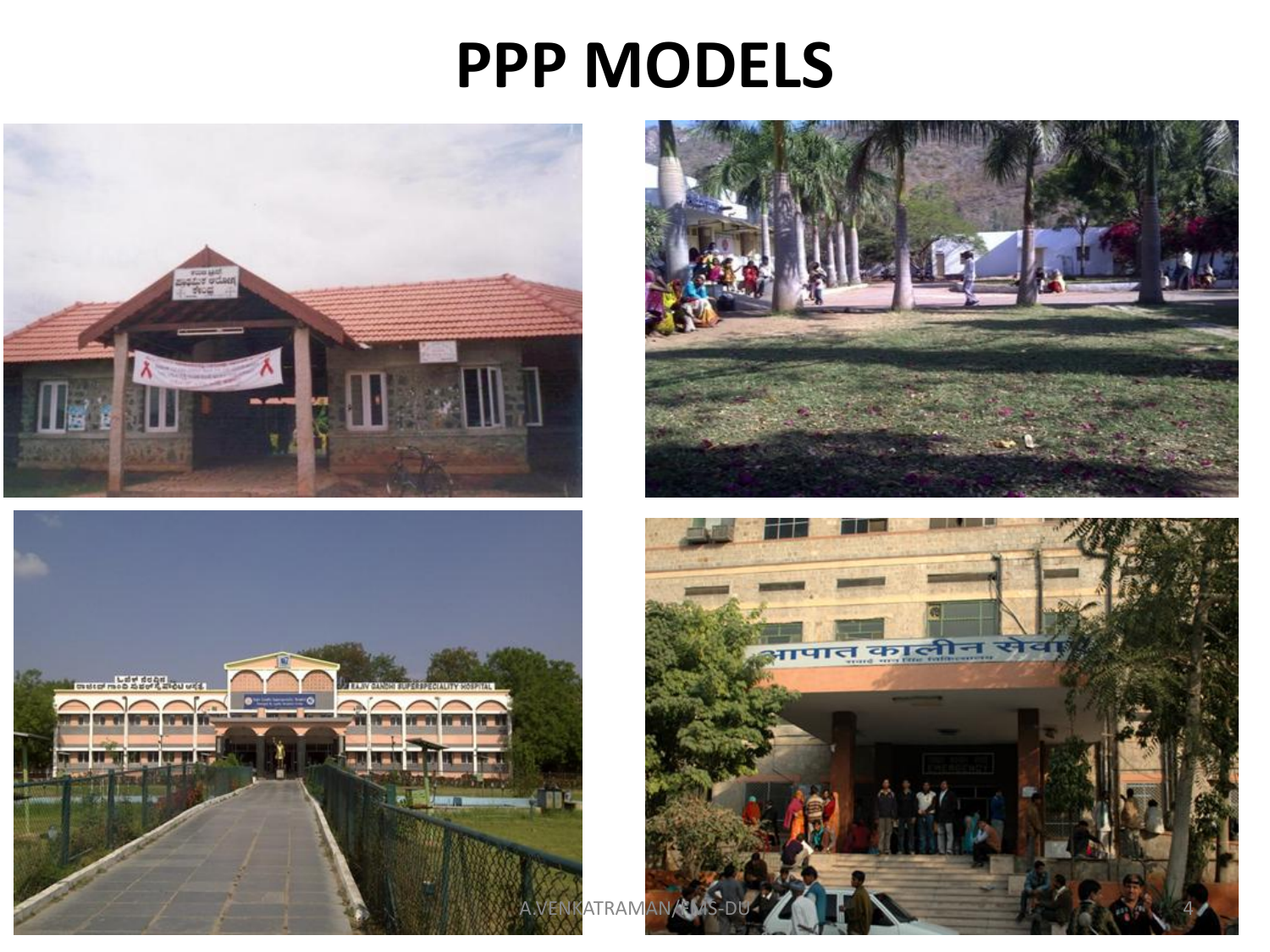# PPP MODELS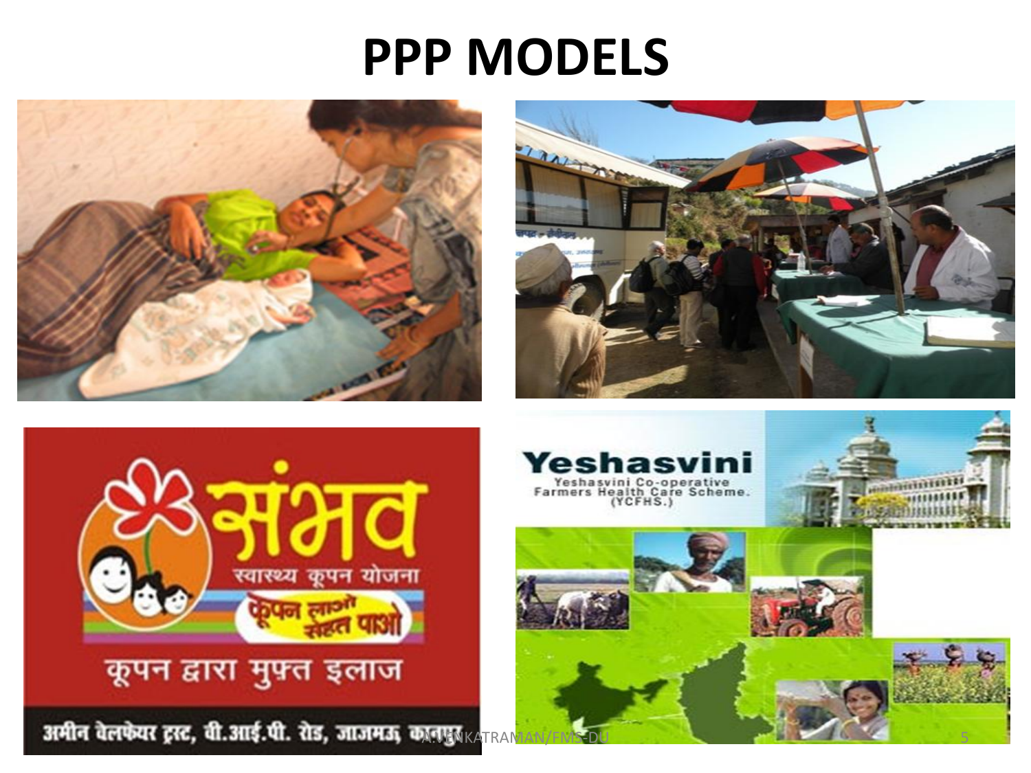# PPP MODELS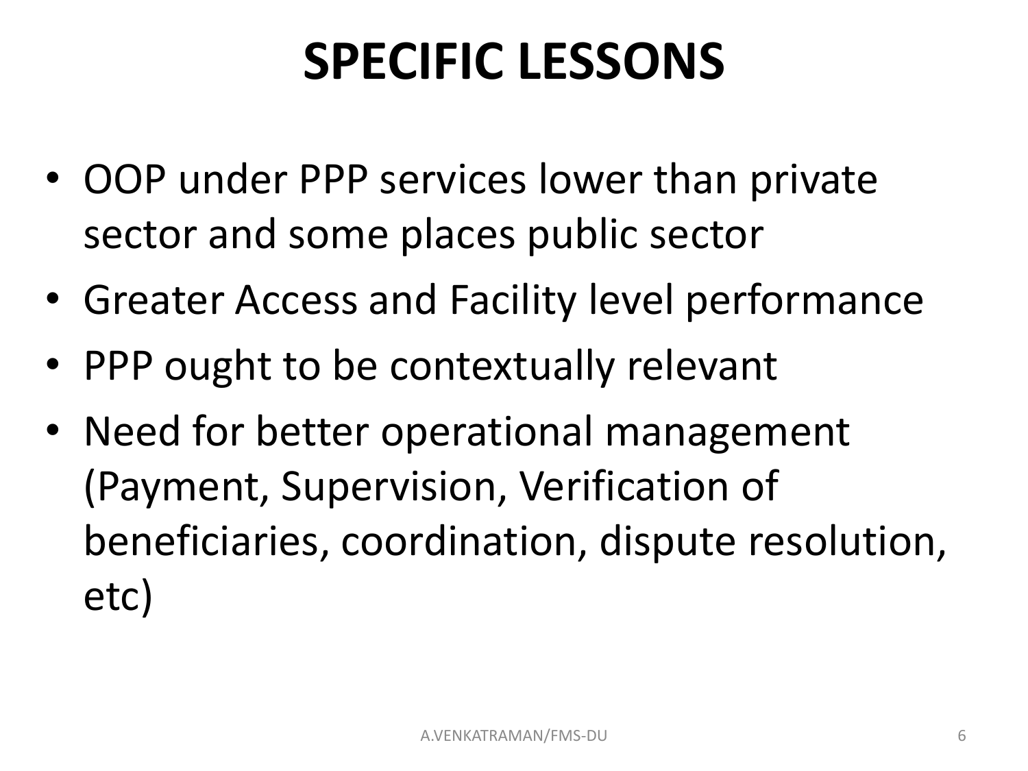# SPECIFIC LESSONS

- OOP under PPP services lower than private sector and some places public sector
- Greater Access and Facility level performance
- PPP ought to be contextually relevant
- Need for better operational management (Payment, Supervision, Verification of beneficiaries, coordination, dispute resolution, etc)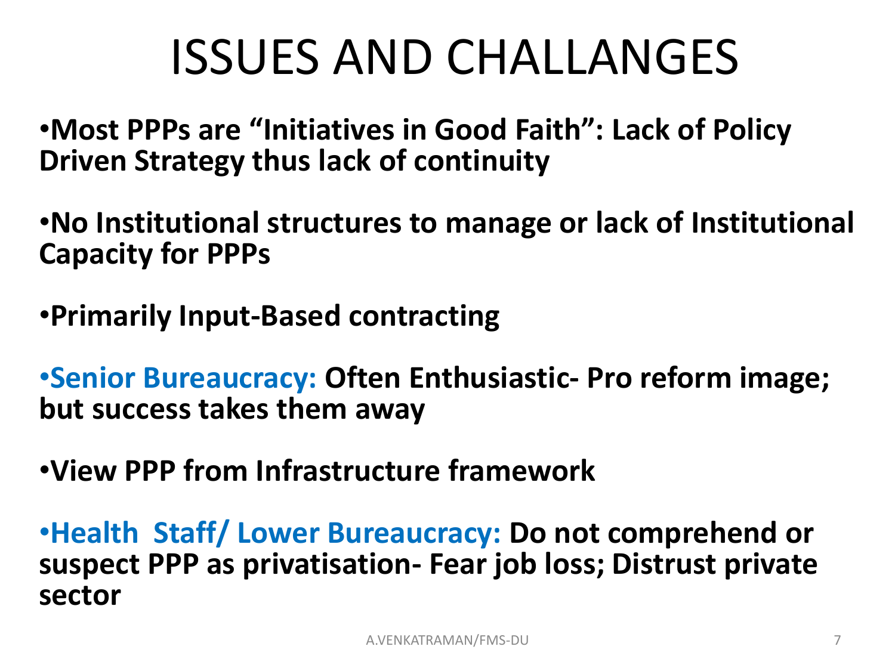# ISSUES AND CHALLANGES

- **Most PPPs are "Initiatives in Good Faith": Lack of Policy Driven Strategy thus lack of continuity**

- **No Institutional structures to manage or lack of Institutional Capacity for PPPs**

- **Primarily Input-Based contracting**

- **Senior Bureaucracy: Often Enthusiastic- Pro reform image; but success takes them away**

- **View PPP from Infrastructure framework**

- **Health Staff/ Lower Bureaucracy: Do not comprehend or suspect PPP as privatisation- Fear job loss; Distrust private sector**

A.VENKATRAMAN/FMS-DU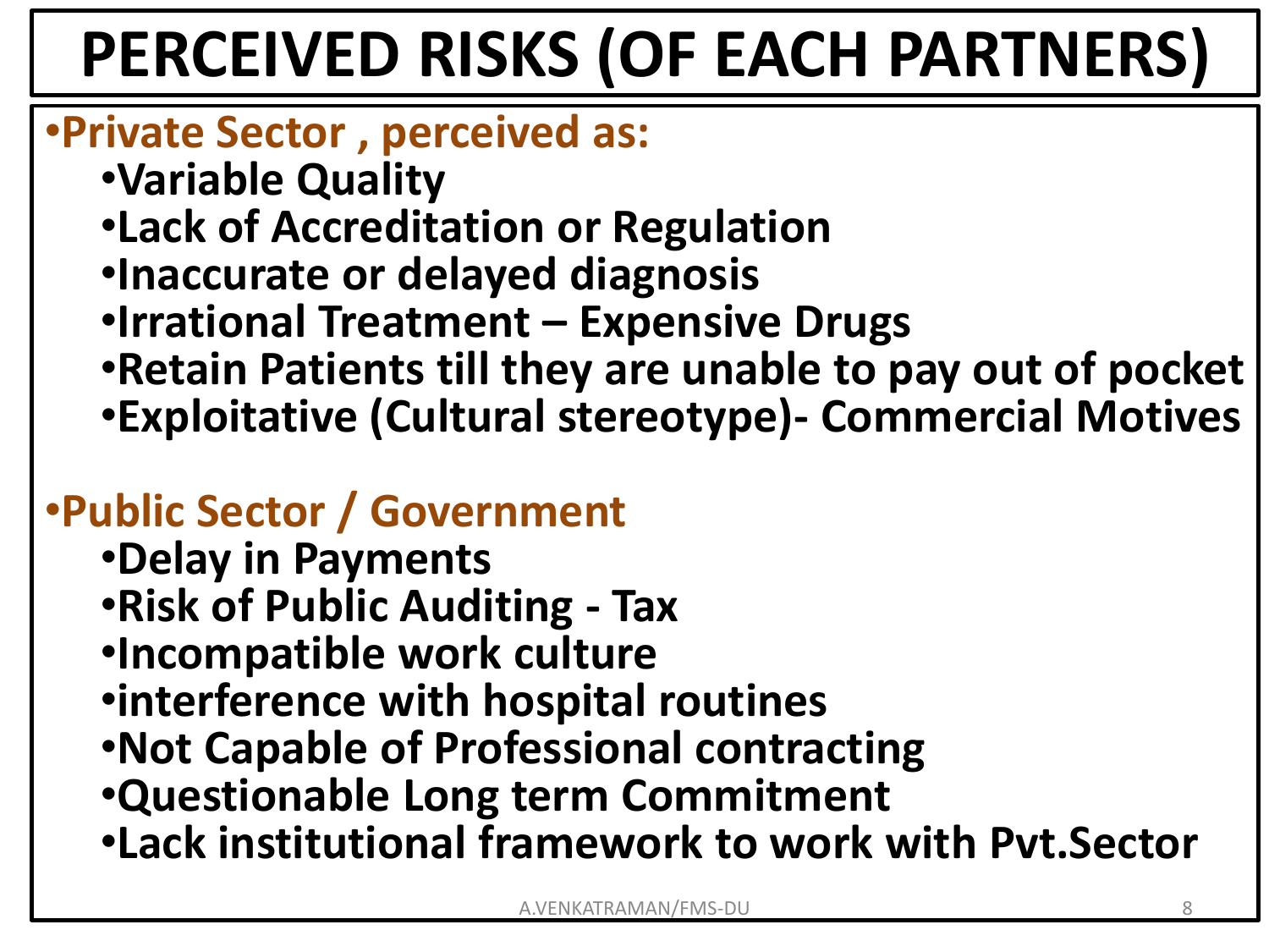# PERCEIVED RISKS (OF EACH PARTNERS)

- **Private Sector , perceived as:**
  - **Variable Quality**
  - **Lack of Accreditation or Regulation**
  - **Inaccurate or delayed diagnosis**
  - **Irrational Treatment – Expensive Drugs**
  - **Retain Patients till they are unable to pay out of pocket**
  - **Exploitative (Cultural stereotype)- Commercial Motives**

- **Public Sector / Government**
  - **Delay in Payments**
  - **Risk of Public Auditing - Tax**
  - **Incompatible work culture**
  - **interference with hospital routines**
  - **Not Capable of Professional contracting**
  - **Questionable Long term Commitment**
  - **Lack institutional framework to work with Pvt.Sector**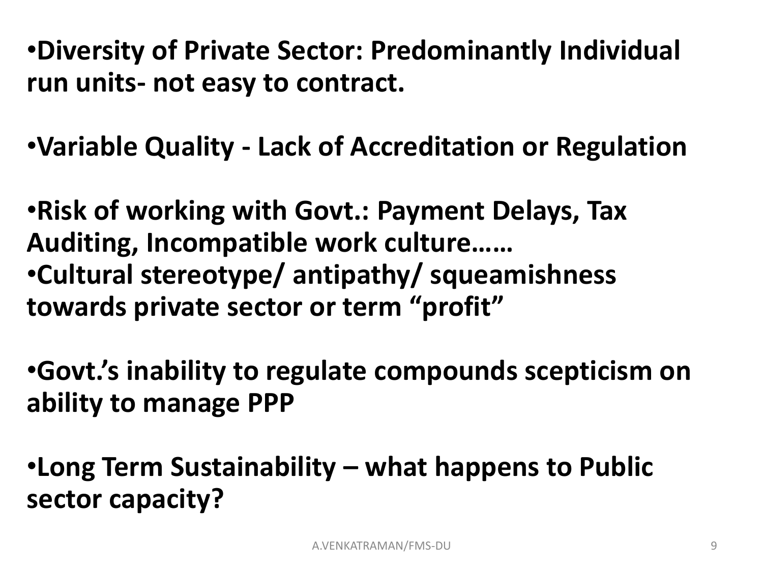- **Diversity of Private Sector: Predominantly Individual run units- not easy to contract.**

- **Variable Quality - Lack of Accreditation or Regulation**

- **Risk of working with Govt.: Payment Delays, Tax Auditing, Incompatible work culture……**
- **Cultural stereotype/ antipathy/ squeamishness towards private sector or term "profit"**

- **Govt.'s inability to regulate compounds scepticism on ability to manage PPP**

- **Long Term Sustainability – what happens to Public sector capacity?**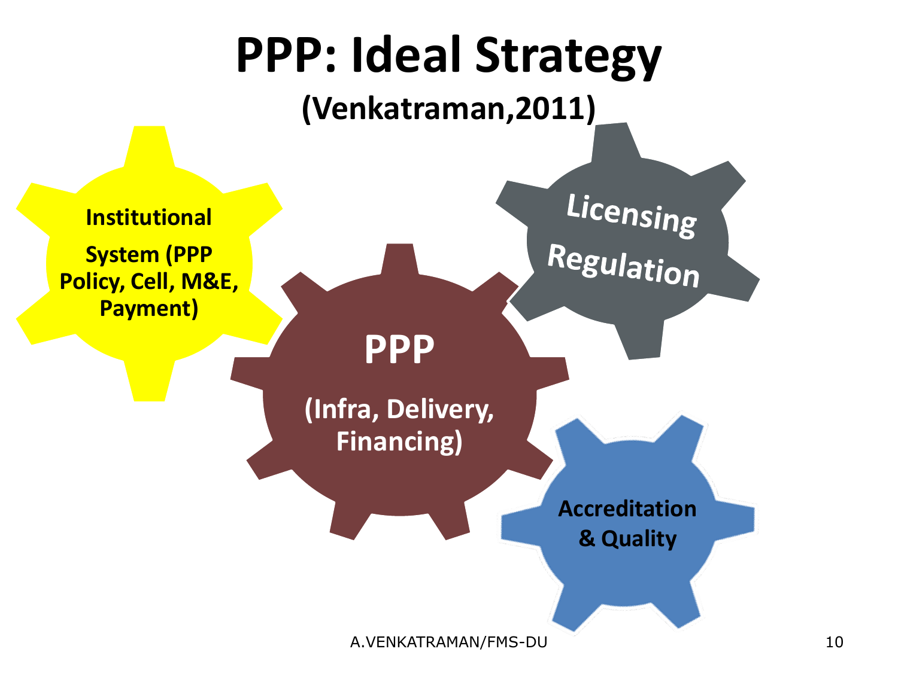# PPP: Ideal Strategy

**(Venkatraman,2011)**

Institutional System (PPP Policy, Cell, M&E, Payment)

PPP

(Infra, Delivery, Financing)

Licensing Regulation

Accreditation & Quality